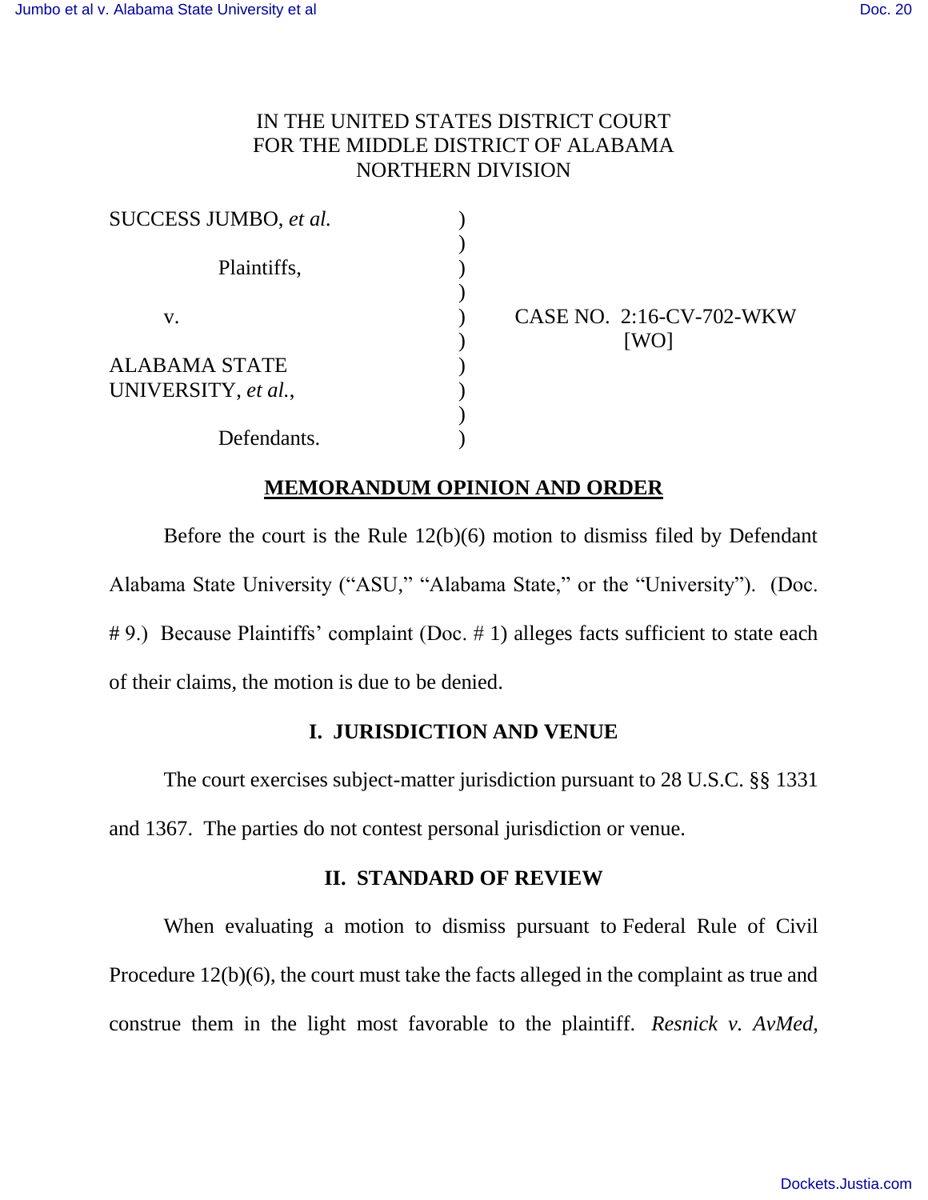IN THE UNITED STATES DISTRICT COURT
FOR THE MIDDLE DISTRICT OF ALABAMA
NORTHERN DIVISION

| | | |
|---|---|---|
| SUCCESS JUMBO, *et al.* | ) | |
| | ) | |
| Plaintiffs, | ) | |
| | ) | |
| v. | ) | CASE NO. 2:16-CV-702-WKW |
| | ) | [WO] |
| ALABAMA STATE UNIVERSITY, *et al.*, | ) | |
| | ) | |
| Defendants. | ) | |

## MEMORANDUM OPINION AND ORDER

Before the court is the Rule 12(b)(6) motion to dismiss filed by Defendant Alabama State University ("ASU," "Alabama State," or the "University"). (Doc. # 9.) Because Plaintiffs' complaint (Doc. # 1) alleges facts sufficient to state each of their claims, the motion is due to be denied.

### I. JURISDICTION AND VENUE

The court exercises subject-matter jurisdiction pursuant to 28 U.S.C. §§ 1331 and 1367. The parties do not contest personal jurisdiction or venue.

### II. STANDARD OF REVIEW

When evaluating a motion to dismiss pursuant to Federal Rule of Civil Procedure 12(b)(6), the court must take the facts alleged in the complaint as true and construe them in the light most favorable to the plaintiff. *Resnick v. AvMed,*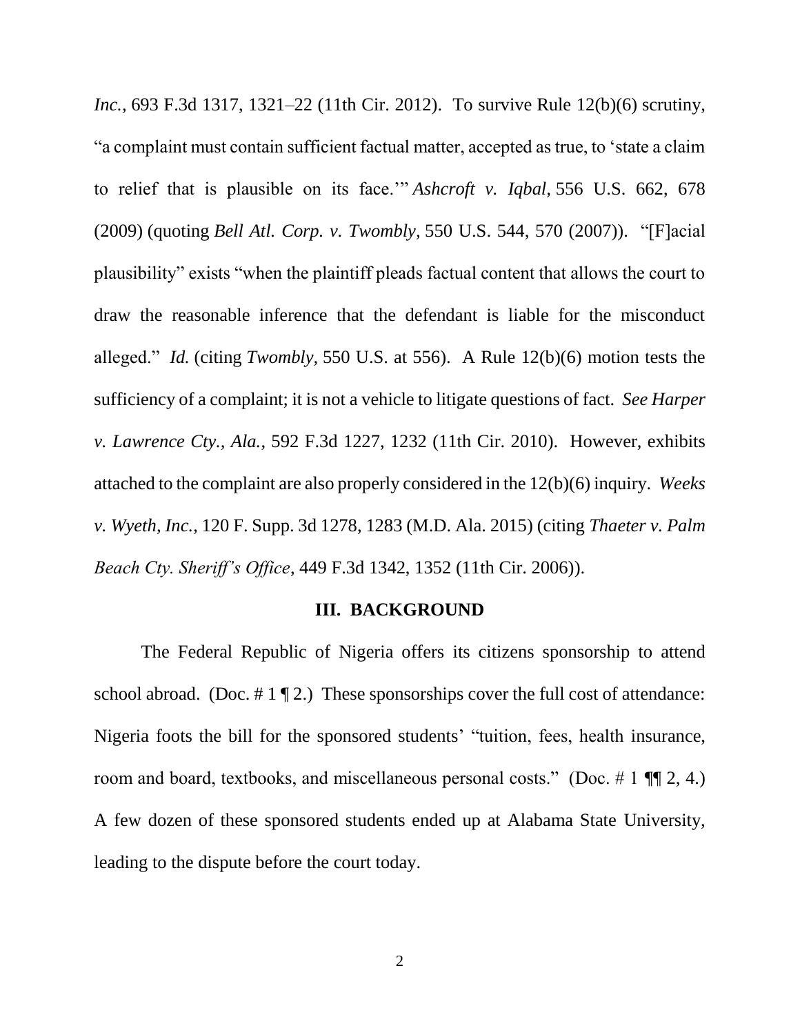*Inc.*, 693 F.3d 1317, 1321–22 (11th Cir. 2012). To survive Rule 12(b)(6) scrutiny, "a complaint must contain sufficient factual matter, accepted as true, to 'state a claim to relief that is plausible on its face.'" *Ashcroft v. Iqbal*, 556 U.S. 662, 678 (2009) (quoting *Bell Atl. Corp. v. Twombly*, 550 U.S. 544, 570 (2007)). "[F]acial plausibility" exists "when the plaintiff pleads factual content that allows the court to draw the reasonable inference that the defendant is liable for the misconduct alleged." *Id.* (citing *Twombly*, 550 U.S. at 556). A Rule 12(b)(6) motion tests the sufficiency of a complaint; it is not a vehicle to litigate questions of fact. *See Harper v. Lawrence Cty., Ala.*, 592 F.3d 1227, 1232 (11th Cir. 2010). However, exhibits attached to the complaint are also properly considered in the 12(b)(6) inquiry. *Weeks v. Wyeth, Inc.*, 120 F. Supp. 3d 1278, 1283 (M.D. Ala. 2015) (citing *Thaeter v. Palm Beach Cty. Sheriff's Office*, 449 F.3d 1342, 1352 (11th Cir. 2006)).

## III. BACKGROUND

The Federal Republic of Nigeria offers its citizens sponsorship to attend school abroad. (Doc. # 1 ¶ 2.) These sponsorships cover the full cost of attendance: Nigeria foots the bill for the sponsored students' "tuition, fees, health insurance, room and board, textbooks, and miscellaneous personal costs." (Doc. # 1 ¶¶ 2, 4.) A few dozen of these sponsored students ended up at Alabama State University, leading to the dispute before the court today.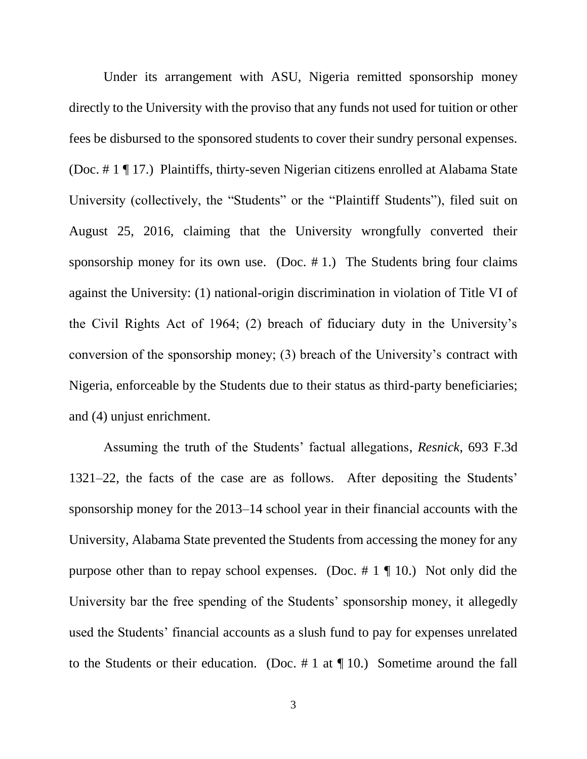Under its arrangement with ASU, Nigeria remitted sponsorship money directly to the University with the proviso that any funds not used for tuition or other fees be disbursed to the sponsored students to cover their sundry personal expenses. (Doc. # 1 ¶ 17.) Plaintiffs, thirty-seven Nigerian citizens enrolled at Alabama State University (collectively, the "Students" or the "Plaintiff Students"), filed suit on August 25, 2016, claiming that the University wrongfully converted their sponsorship money for its own use. (Doc. # 1.) The Students bring four claims against the University: (1) national-origin discrimination in violation of Title VI of the Civil Rights Act of 1964; (2) breach of fiduciary duty in the University's conversion of the sponsorship money; (3) breach of the University's contract with Nigeria, enforceable by the Students due to their status as third-party beneficiaries; and (4) unjust enrichment.

Assuming the truth of the Students' factual allegations, *Resnick*, 693 F.3d 1321–22, the facts of the case are as follows. After depositing the Students' sponsorship money for the 2013–14 school year in their financial accounts with the University, Alabama State prevented the Students from accessing the money for any purpose other than to repay school expenses. (Doc. # 1 ¶ 10.) Not only did the University bar the free spending of the Students' sponsorship money, it allegedly used the Students' financial accounts as a slush fund to pay for expenses unrelated to the Students or their education. (Doc. # 1 at ¶ 10.) Sometime around the fall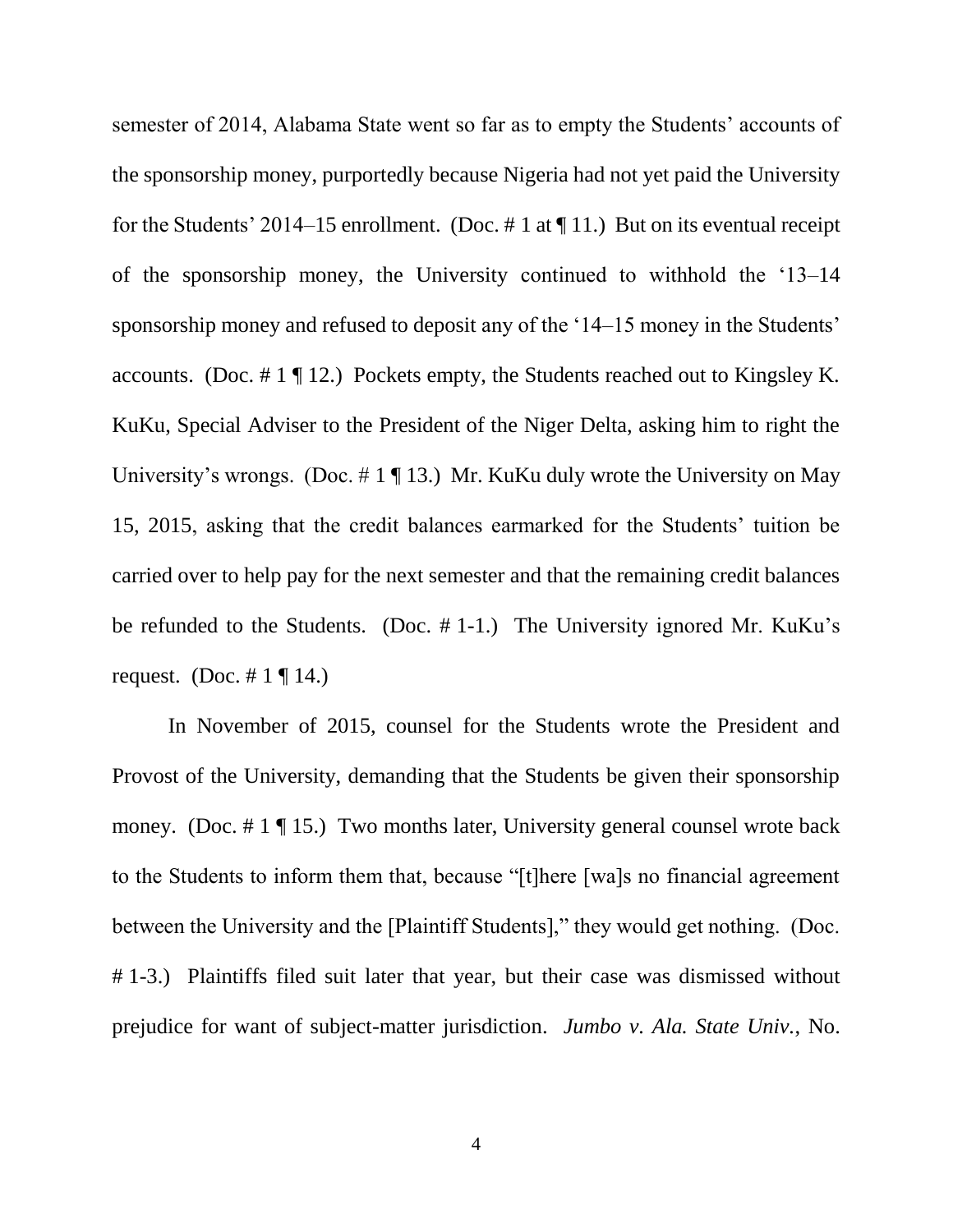semester of 2014, Alabama State went so far as to empty the Students' accounts of the sponsorship money, purportedly because Nigeria had not yet paid the University for the Students' 2014–15 enrollment. (Doc. # 1 at ¶ 11.) But on its eventual receipt of the sponsorship money, the University continued to withhold the '13–14 sponsorship money and refused to deposit any of the '14–15 money in the Students' accounts. (Doc. # 1 ¶ 12.) Pockets empty, the Students reached out to Kingsley K. KuKu, Special Adviser to the President of the Niger Delta, asking him to right the University's wrongs. (Doc. # 1 ¶ 13.) Mr. KuKu duly wrote the University on May 15, 2015, asking that the credit balances earmarked for the Students' tuition be carried over to help pay for the next semester and that the remaining credit balances be refunded to the Students. (Doc. # 1-1.) The University ignored Mr. KuKu's request. (Doc. # 1 ¶ 14.)

In November of 2015, counsel for the Students wrote the President and Provost of the University, demanding that the Students be given their sponsorship money. (Doc. # 1 ¶ 15.) Two months later, University general counsel wrote back to the Students to inform them that, because "[t]here [wa]s no financial agreement between the University and the [Plaintiff Students]," they would get nothing. (Doc. # 1-3.) Plaintiffs filed suit later that year, but their case was dismissed without prejudice for want of subject-matter jurisdiction. *Jumbo v. Ala. State Univ.*, No.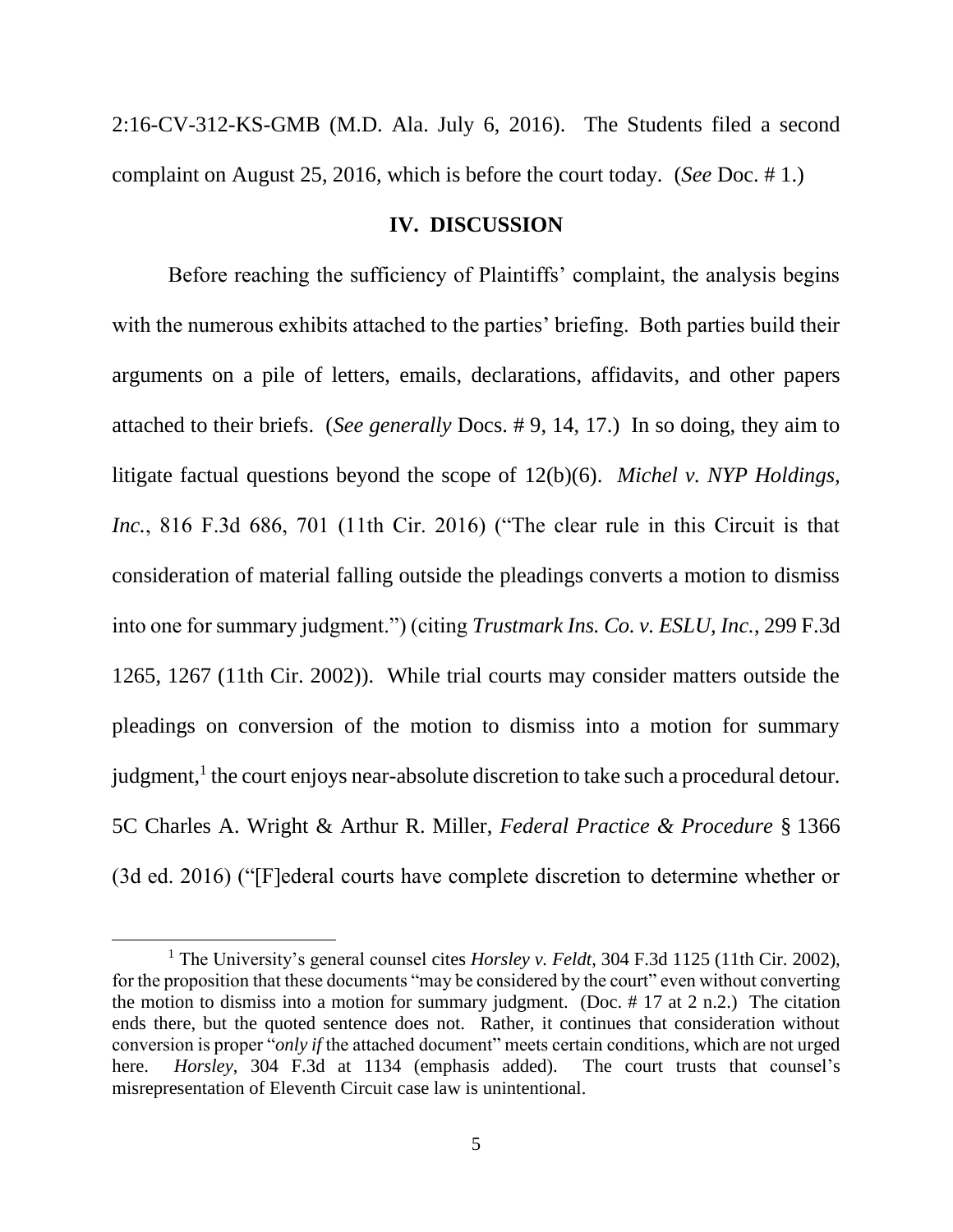2:16-CV-312-KS-GMB (M.D. Ala. July 6, 2016). The Students filed a second complaint on August 25, 2016, which is before the court today. (*See* Doc. # 1.)

## IV. DISCUSSION

Before reaching the sufficiency of Plaintiffs' complaint, the analysis begins with the numerous exhibits attached to the parties' briefing. Both parties build their arguments on a pile of letters, emails, declarations, affidavits, and other papers attached to their briefs. (*See generally* Docs. # 9, 14, 17.) In so doing, they aim to litigate factual questions beyond the scope of 12(b)(6). *Michel v. NYP Holdings, Inc.*, 816 F.3d 686, 701 (11th Cir. 2016) ("The clear rule in this Circuit is that consideration of material falling outside the pleadings converts a motion to dismiss into one for summary judgment.") (citing *Trustmark Ins. Co. v. ESLU, Inc.*, 299 F.3d 1265, 1267 (11th Cir. 2002)). While trial courts may consider matters outside the pleadings on conversion of the motion to dismiss into a motion for summary judgment,[1] the court enjoys near-absolute discretion to take such a procedural detour. 5C Charles A. Wright & Arthur R. Miller, *Federal Practice & Procedure* § 1366 (3d ed. 2016) ("[F]ederal courts have complete discretion to determine whether or

---

[1] The University's general counsel cites *Horsley v. Feldt*, 304 F.3d 1125 (11th Cir. 2002), for the proposition that these documents "may be considered by the court" even without converting the motion to dismiss into a motion for summary judgment. (Doc. # 17 at 2 n.2.) The citation ends there, but the quoted sentence does not. Rather, it continues that consideration without conversion is proper "*only if* the attached document" meets certain conditions, which are not urged here. *Horsley*, 304 F.3d at 1134 (emphasis added). The court trusts that counsel's misrepresentation of Eleventh Circuit case law is unintentional.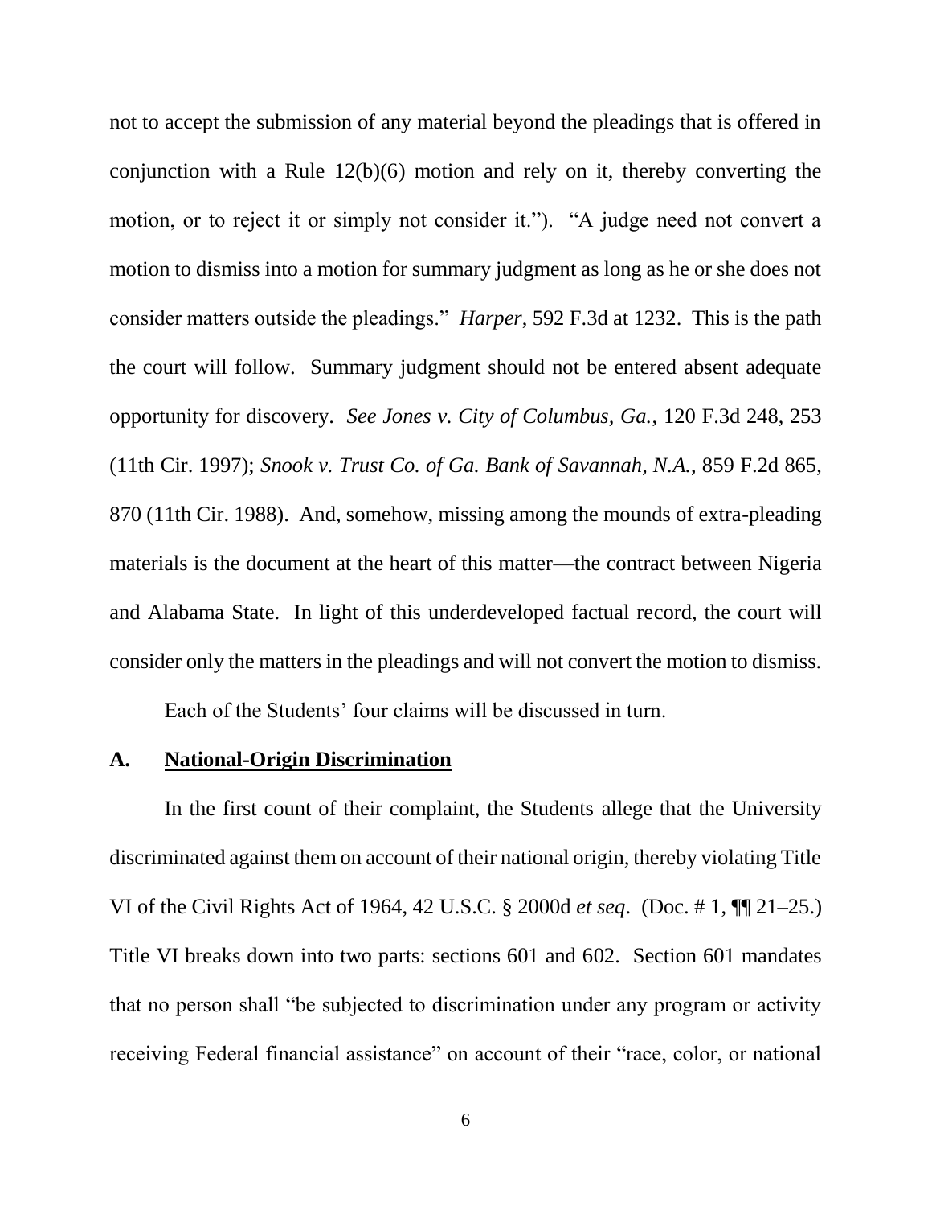not to accept the submission of any material beyond the pleadings that is offered in conjunction with a Rule 12(b)(6) motion and rely on it, thereby converting the motion, or to reject it or simply not consider it."). "A judge need not convert a motion to dismiss into a motion for summary judgment as long as he or she does not consider matters outside the pleadings." *Harper*, 592 F.3d at 1232. This is the path the court will follow. Summary judgment should not be entered absent adequate opportunity for discovery. *See Jones v. City of Columbus, Ga.*, 120 F.3d 248, 253 (11th Cir. 1997); *Snook v. Trust Co. of Ga. Bank of Savannah, N.A.*, 859 F.2d 865, 870 (11th Cir. 1988). And, somehow, missing among the mounds of extra-pleading materials is the document at the heart of this matter—the contract between Nigeria and Alabama State. In light of this underdeveloped factual record, the court will consider only the matters in the pleadings and will not convert the motion to dismiss.

Each of the Students' four claims will be discussed in turn.

### A. National-Origin Discrimination

In the first count of their complaint, the Students allege that the University discriminated against them on account of their national origin, thereby violating Title VI of the Civil Rights Act of 1964, 42 U.S.C. § 2000d *et seq*. (Doc. # 1, ¶¶ 21–25.) Title VI breaks down into two parts: sections 601 and 602. Section 601 mandates that no person shall "be subjected to discrimination under any program or activity receiving Federal financial assistance" on account of their "race, color, or national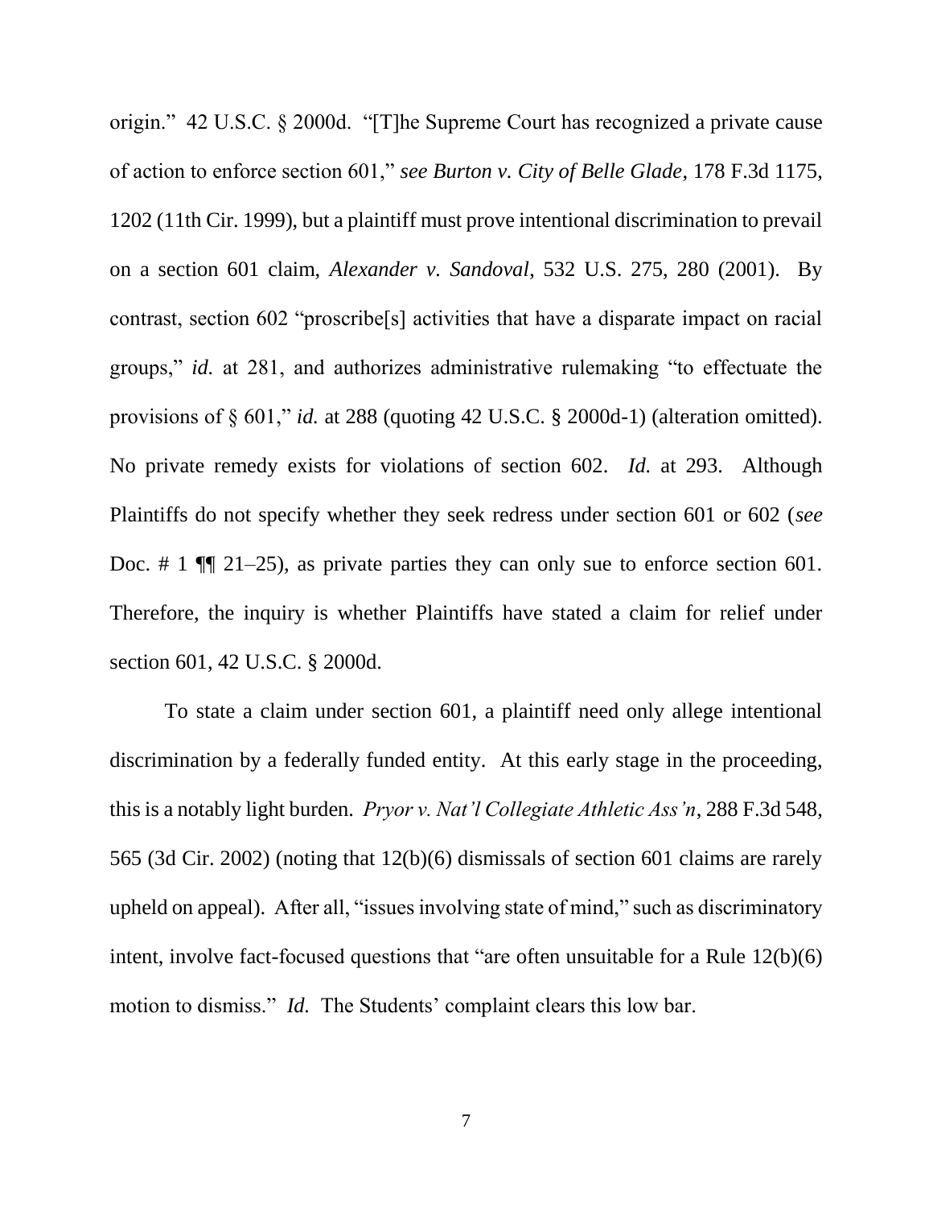origin." 42 U.S.C. § 2000d. "[T]he Supreme Court has recognized a private cause of action to enforce section 601," *see Burton v. City of Belle Glade*, 178 F.3d 1175, 1202 (11th Cir. 1999), but a plaintiff must prove intentional discrimination to prevail on a section 601 claim, *Alexander v. Sandoval*, 532 U.S. 275, 280 (2001). By contrast, section 602 "proscribe[s] activities that have a disparate impact on racial groups," *id.* at 281, and authorizes administrative rulemaking "to effectuate the provisions of § 601," *id.* at 288 (quoting 42 U.S.C. § 2000d-1) (alteration omitted). No private remedy exists for violations of section 602. *Id.* at 293. Although Plaintiffs do not specify whether they seek redress under section 601 or 602 (*see* Doc. # 1 ¶¶ 21–25), as private parties they can only sue to enforce section 601. Therefore, the inquiry is whether Plaintiffs have stated a claim for relief under section 601, 42 U.S.C. § 2000d.

To state a claim under section 601, a plaintiff need only allege intentional discrimination by a federally funded entity. At this early stage in the proceeding, this is a notably light burden. *Pryor v. Nat'l Collegiate Athletic Ass'n*, 288 F.3d 548, 565 (3d Cir. 2002) (noting that 12(b)(6) dismissals of section 601 claims are rarely upheld on appeal). After all, "issues involving state of mind," such as discriminatory intent, involve fact-focused questions that "are often unsuitable for a Rule 12(b)(6) motion to dismiss." *Id.* The Students' complaint clears this low bar.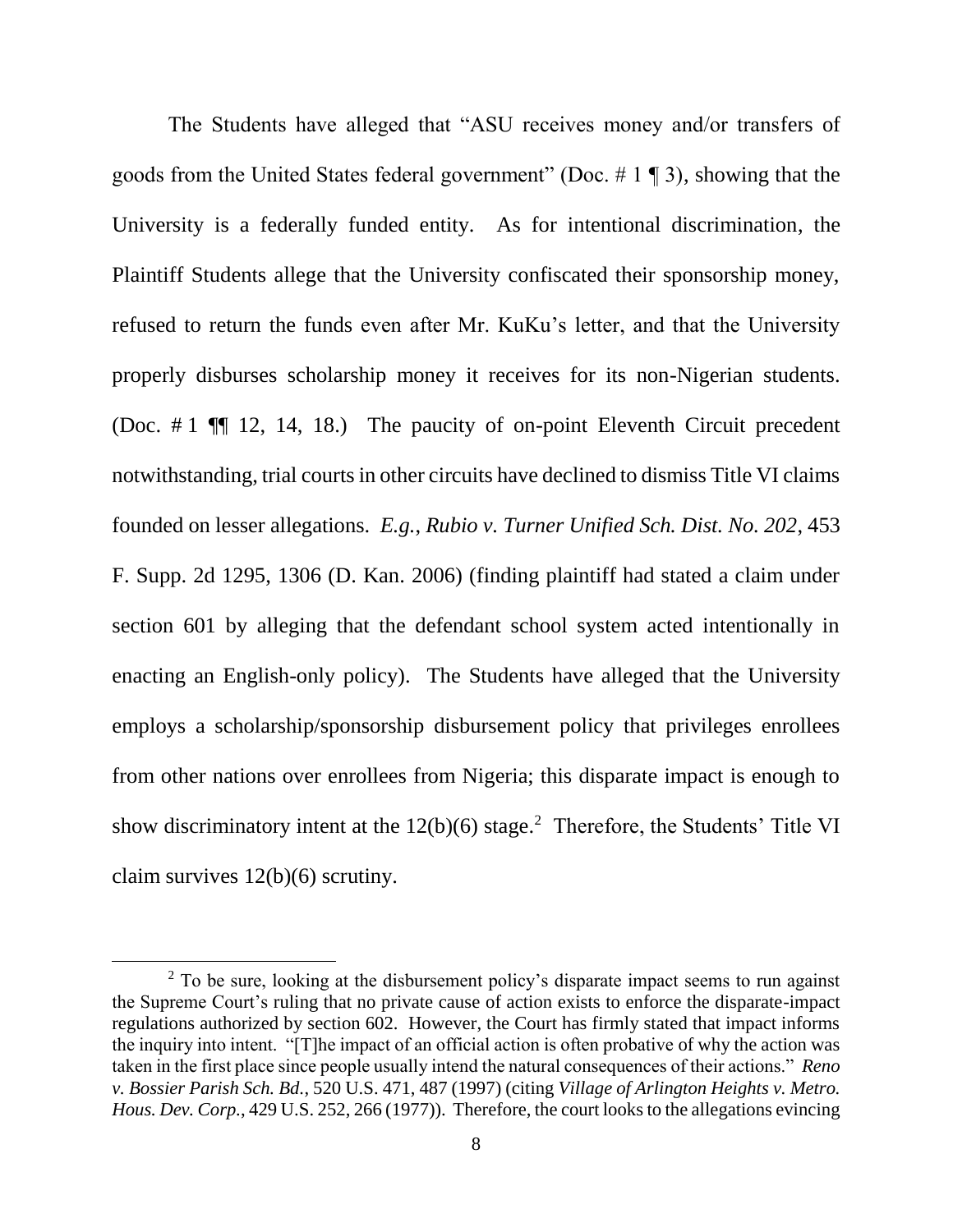The Students have alleged that "ASU receives money and/or transfers of goods from the United States federal government" (Doc. # 1 ¶ 3), showing that the University is a federally funded entity. As for intentional discrimination, the Plaintiff Students allege that the University confiscated their sponsorship money, refused to return the funds even after Mr. KuKu's letter, and that the University properly disburses scholarship money it receives for its non-Nigerian students. (Doc. # 1 ¶¶ 12, 14, 18.) The paucity of on-point Eleventh Circuit precedent notwithstanding, trial courts in other circuits have declined to dismiss Title VI claims founded on lesser allegations. *E.g.*, *Rubio v. Turner Unified Sch. Dist. No. 202*, 453 F. Supp. 2d 1295, 1306 (D. Kan. 2006) (finding plaintiff had stated a claim under section 601 by alleging that the defendant school system acted intentionally in enacting an English-only policy). The Students have alleged that the University employs a scholarship/sponsorship disbursement policy that privileges enrollees from other nations over enrollees from Nigeria; this disparate impact is enough to show discriminatory intent at the 12(b)(6) stage.[2] Therefore, the Students' Title VI claim survives 12(b)(6) scrutiny.

---

[2] To be sure, looking at the disbursement policy's disparate impact seems to run against the Supreme Court's ruling that no private cause of action exists to enforce the disparate-impact regulations authorized by section 602. However, the Court has firmly stated that impact informs the inquiry into intent. "[T]he impact of an official action is often probative of why the action was taken in the first place since people usually intend the natural consequences of their actions." *Reno v. Bossier Parish Sch. Bd.*, 520 U.S. 471, 487 (1997) (citing *Village of Arlington Heights v. Metro. Hous. Dev. Corp.*, 429 U.S. 252, 266 (1977)). Therefore, the court looks to the allegations evincing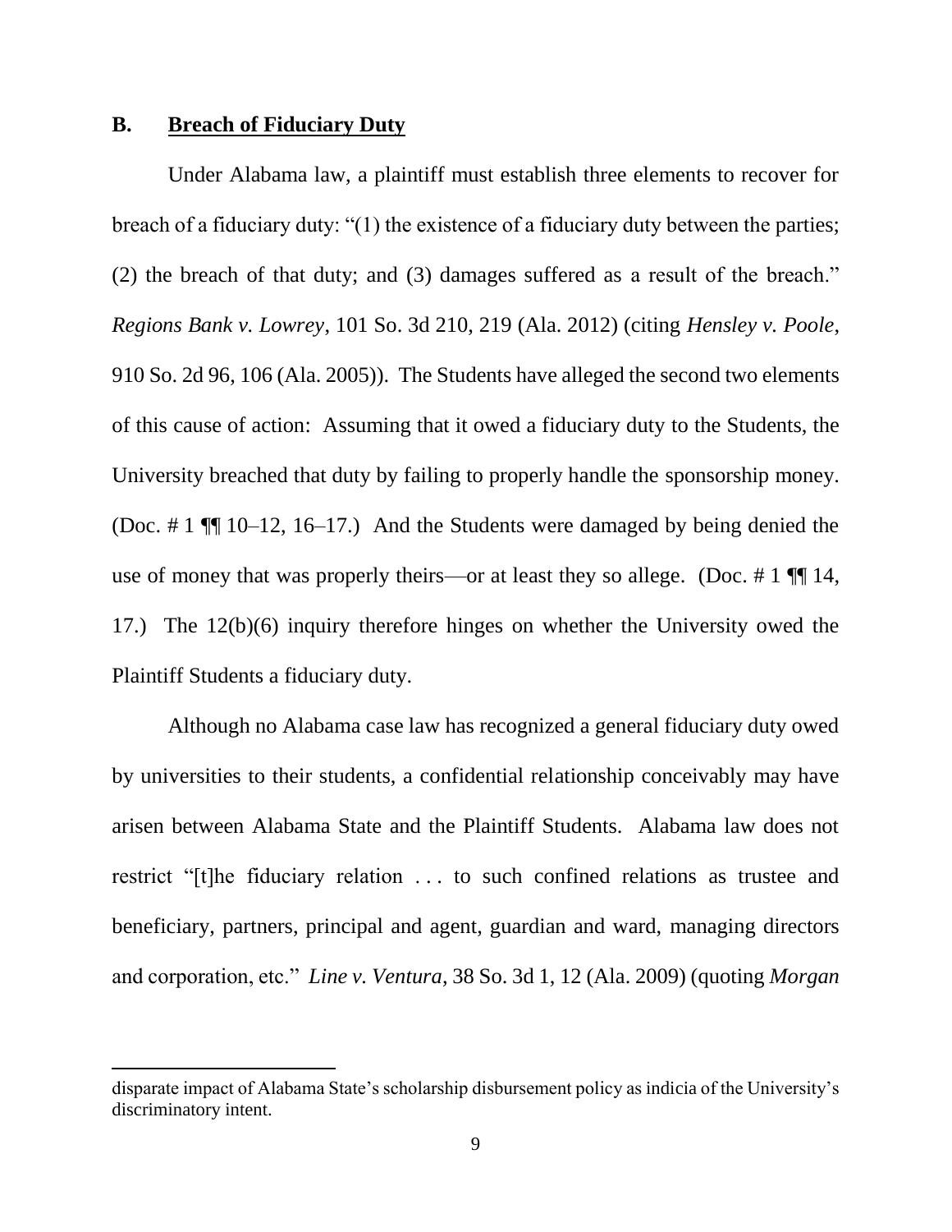## B. **Breach of Fiduciary Duty**

Under Alabama law, a plaintiff must establish three elements to recover for breach of a fiduciary duty: "(1) the existence of a fiduciary duty between the parties; (2) the breach of that duty; and (3) damages suffered as a result of the breach." *Regions Bank v. Lowrey*, 101 So. 3d 210, 219 (Ala. 2012) (citing *Hensley v. Poole*, 910 So. 2d 96, 106 (Ala. 2005)). The Students have alleged the second two elements of this cause of action: Assuming that it owed a fiduciary duty to the Students, the University breached that duty by failing to properly handle the sponsorship money. (Doc. # 1 ¶¶ 10–12, 16–17.) And the Students were damaged by being denied the use of money that was properly theirs—or at least they so allege. (Doc. # 1 ¶¶ 14, 17.) The 12(b)(6) inquiry therefore hinges on whether the University owed the Plaintiff Students a fiduciary duty.

Although no Alabama case law has recognized a general fiduciary duty owed by universities to their students, a confidential relationship conceivably may have arisen between Alabama State and the Plaintiff Students. Alabama law does not restrict "[t]he fiduciary relation . . . to such confined relations as trustee and beneficiary, partners, principal and agent, guardian and ward, managing directors and corporation, etc." *Line v. Ventura*, 38 So. 3d 1, 12 (Ala. 2009) (quoting *Morgan*

disparate impact of Alabama State's scholarship disbursement policy as indicia of the University's discriminatory intent.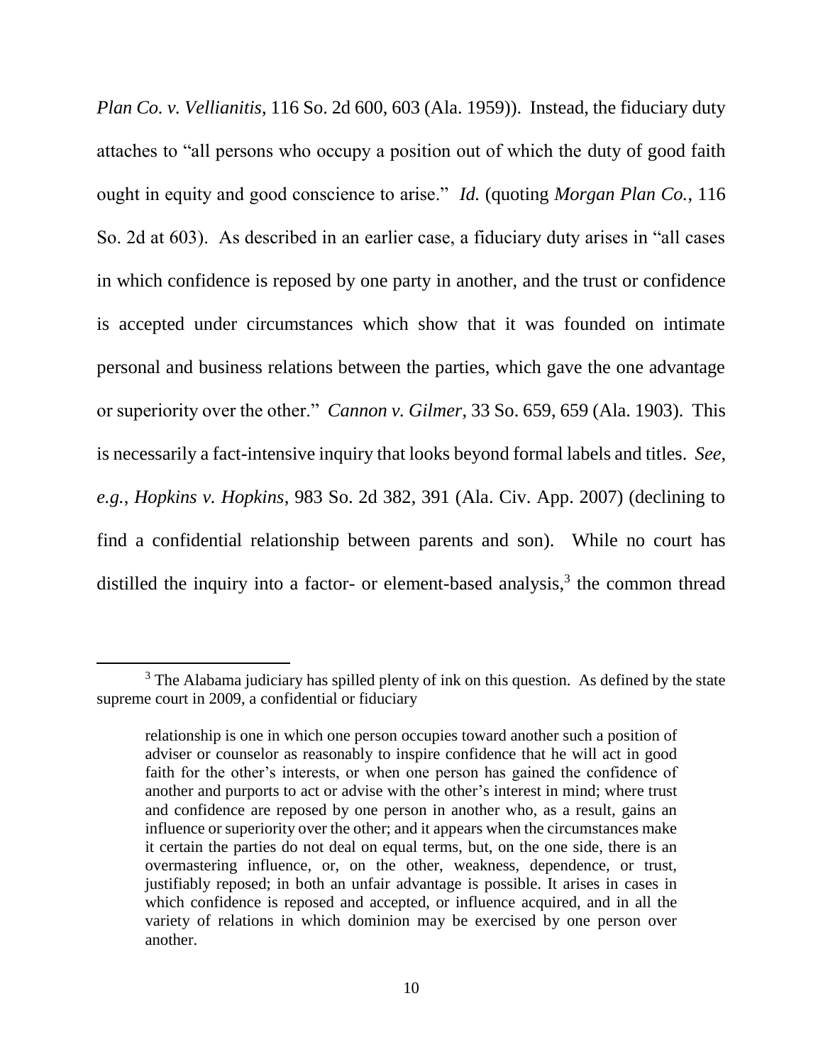*Plan Co. v. Vellianitis*, 116 So. 2d 600, 603 (Ala. 1959)). Instead, the fiduciary duty attaches to "all persons who occupy a position out of which the duty of good faith ought in equity and good conscience to arise." *Id.* (quoting *Morgan Plan Co.*, 116 So. 2d at 603). As described in an earlier case, a fiduciary duty arises in "all cases in which confidence is reposed by one party in another, and the trust or confidence is accepted under circumstances which show that it was founded on intimate personal and business relations between the parties, which gave the one advantage or superiority over the other." *Cannon v. Gilmer*, 33 So. 659, 659 (Ala. 1903). This is necessarily a fact-intensive inquiry that looks beyond formal labels and titles. *See, e.g.*, *Hopkins v. Hopkins*, 983 So. 2d 382, 391 (Ala. Civ. App. 2007) (declining to find a confidential relationship between parents and son). While no court has distilled the inquiry into a factor- or element-based analysis,[3] the common thread

[3] The Alabama judiciary has spilled plenty of ink on this question. As defined by the state supreme court in 2009, a confidential or fiduciary

> relationship is one in which one person occupies toward another such a position of adviser or counselor as reasonably to inspire confidence that he will act in good faith for the other's interests, or when one person has gained the confidence of another and purports to act or advise with the other's interest in mind; where trust and confidence are reposed by one person in another who, as a result, gains an influence or superiority over the other; and it appears when the circumstances make it certain the parties do not deal on equal terms, but, on the one side, there is an overmastering influence, or, on the other, weakness, dependence, or trust, justifiably reposed; in both an unfair advantage is possible. It arises in cases in which confidence is reposed and accepted, or influence acquired, and in all the variety of relations in which dominion may be exercised by one person over another.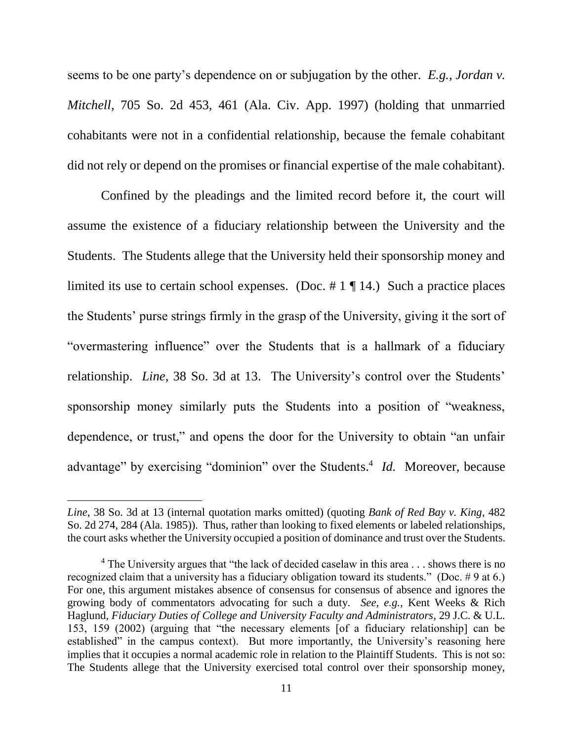seems to be one party's dependence on or subjugation by the other. *E.g.*, *Jordan v. Mitchell*, 705 So. 2d 453, 461 (Ala. Civ. App. 1997) (holding that unmarried cohabitants were not in a confidential relationship, because the female cohabitant did not rely or depend on the promises or financial expertise of the male cohabitant).

Confined by the pleadings and the limited record before it, the court will assume the existence of a fiduciary relationship between the University and the Students. The Students allege that the University held their sponsorship money and limited its use to certain school expenses. (Doc. # 1 ¶ 14.) Such a practice places the Students' purse strings firmly in the grasp of the University, giving it the sort of "overmastering influence" over the Students that is a hallmark of a fiduciary relationship. *Line*, 38 So. 3d at 13. The University's control over the Students' sponsorship money similarly puts the Students into a position of "weakness, dependence, or trust," and opens the door for the University to obtain "an unfair advantage" by exercising "dominion" over the Students.[4] *Id.* Moreover, because

---

*Line*, 38 So. 3d at 13 (internal quotation marks omitted) (quoting *Bank of Red Bay v. King*, 482 So. 2d 274, 284 (Ala. 1985)). Thus, rather than looking to fixed elements or labeled relationships, the court asks whether the University occupied a position of dominance and trust over the Students.

[4] The University argues that "the lack of decided caselaw in this area . . . shows there is no recognized claim that a university has a fiduciary obligation toward its students." (Doc. # 9 at 6.) For one, this argument mistakes absence of consensus for consensus of absence and ignores the growing body of commentators advocating for such a duty. *See, e.g.*, Kent Weeks & Rich Haglund, *Fiduciary Duties of College and University Faculty and Administrators*, 29 J.C. & U.L. 153, 159 (2002) (arguing that "the necessary elements [of a fiduciary relationship] can be established" in the campus context). But more importantly, the University's reasoning here implies that it occupies a normal academic role in relation to the Plaintiff Students. This is not so: The Students allege that the University exercised total control over their sponsorship money,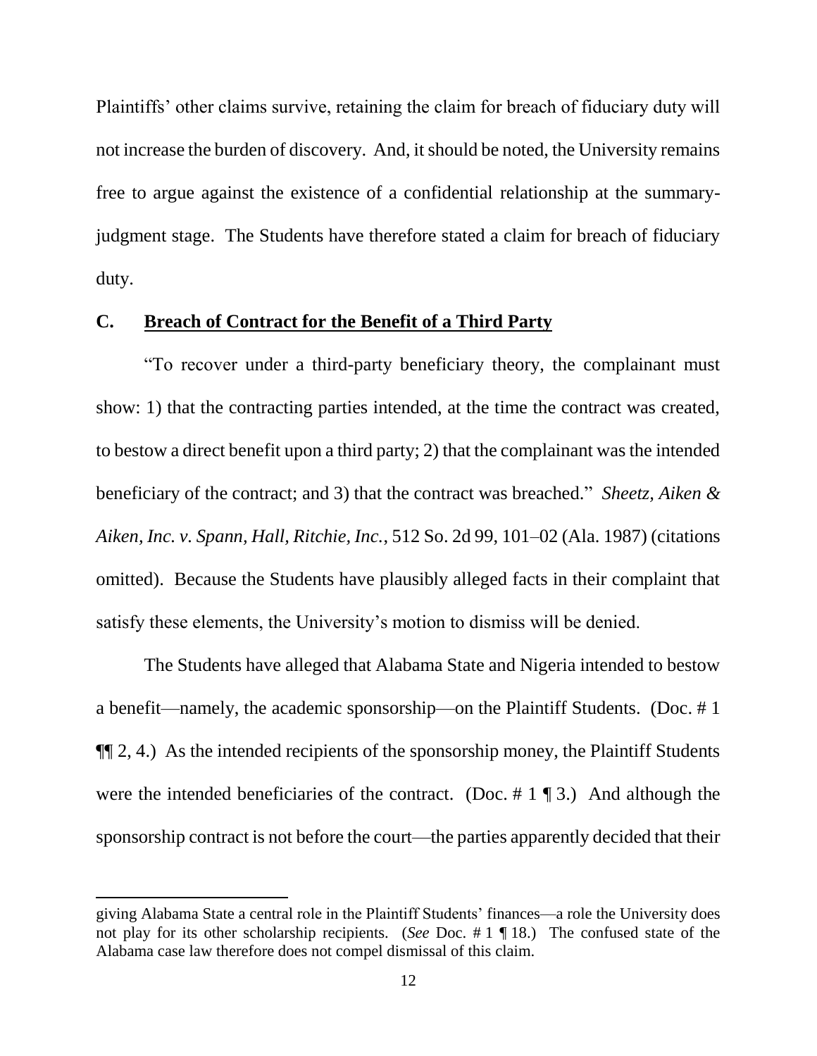Plaintiffs' other claims survive, retaining the claim for breach of fiduciary duty will not increase the burden of discovery. And, it should be noted, the University remains free to argue against the existence of a confidential relationship at the summary-judgment stage. The Students have therefore stated a claim for breach of fiduciary duty.

## C. **Breach of Contract for the Benefit of a Third Party**

"To recover under a third-party beneficiary theory, the complainant must show: 1) that the contracting parties intended, at the time the contract was created, to bestow a direct benefit upon a third party; 2) that the complainant was the intended beneficiary of the contract; and 3) that the contract was breached." *Sheetz, Aiken & Aiken, Inc. v. Spann, Hall, Ritchie, Inc.*, 512 So. 2d 99, 101–02 (Ala. 1987) (citations omitted). Because the Students have plausibly alleged facts in their complaint that satisfy these elements, the University's motion to dismiss will be denied.

The Students have alleged that Alabama State and Nigeria intended to bestow a benefit—namely, the academic sponsorship—on the Plaintiff Students. (Doc. # 1 ¶¶ 2, 4.) As the intended recipients of the sponsorship money, the Plaintiff Students were the intended beneficiaries of the contract. (Doc. # 1 ¶ 3.) And although the sponsorship contract is not before the court—the parties apparently decided that their

---

giving Alabama State a central role in the Plaintiff Students' finances—a role the University does not play for its other scholarship recipients. (*See* Doc. # 1 ¶ 18.) The confused state of the Alabama case law therefore does not compel dismissal of this claim.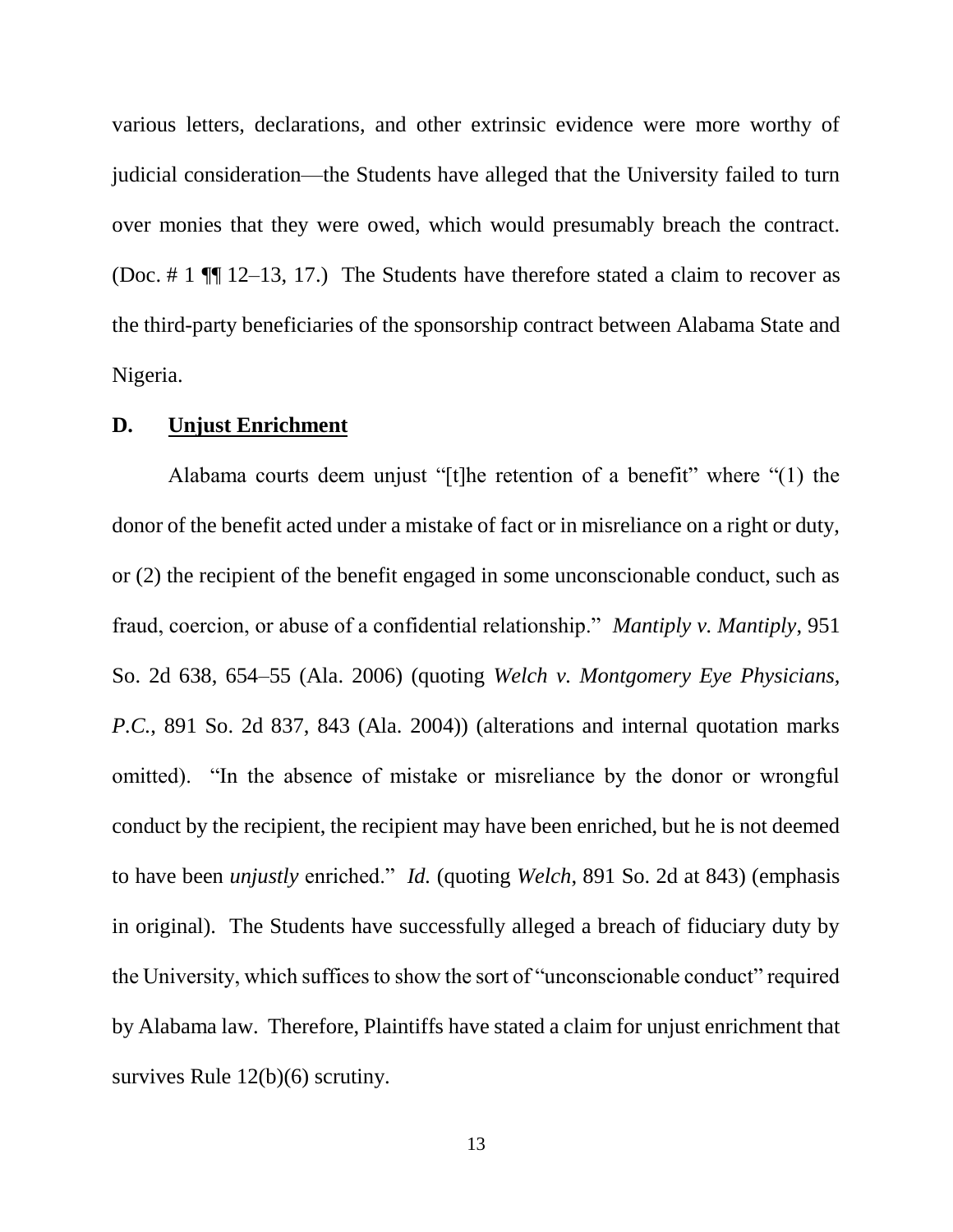various letters, declarations, and other extrinsic evidence were more worthy of judicial consideration—the Students have alleged that the University failed to turn over monies that they were owed, which would presumably breach the contract. (Doc. # 1 ¶¶ 12–13, 17.) The Students have therefore stated a claim to recover as the third-party beneficiaries of the sponsorship contract between Alabama State and Nigeria.

### D. Unjust Enrichment

Alabama courts deem unjust "[t]he retention of a benefit" where "(1) the donor of the benefit acted under a mistake of fact or in misreliance on a right or duty, or (2) the recipient of the benefit engaged in some unconscionable conduct, such as fraud, coercion, or abuse of a confidential relationship." *Mantiply v. Mantiply*, 951 So. 2d 638, 654–55 (Ala. 2006) (quoting *Welch v. Montgomery Eye Physicians, P.C.*, 891 So. 2d 837, 843 (Ala. 2004)) (alterations and internal quotation marks omitted). "In the absence of mistake or misreliance by the donor or wrongful conduct by the recipient, the recipient may have been enriched, but he is not deemed to have been *unjustly* enriched." *Id.* (quoting *Welch*, 891 So. 2d at 843) (emphasis in original). The Students have successfully alleged a breach of fiduciary duty by the University, which suffices to show the sort of "unconscionable conduct" required by Alabama law. Therefore, Plaintiffs have stated a claim for unjust enrichment that survives Rule 12(b)(6) scrutiny.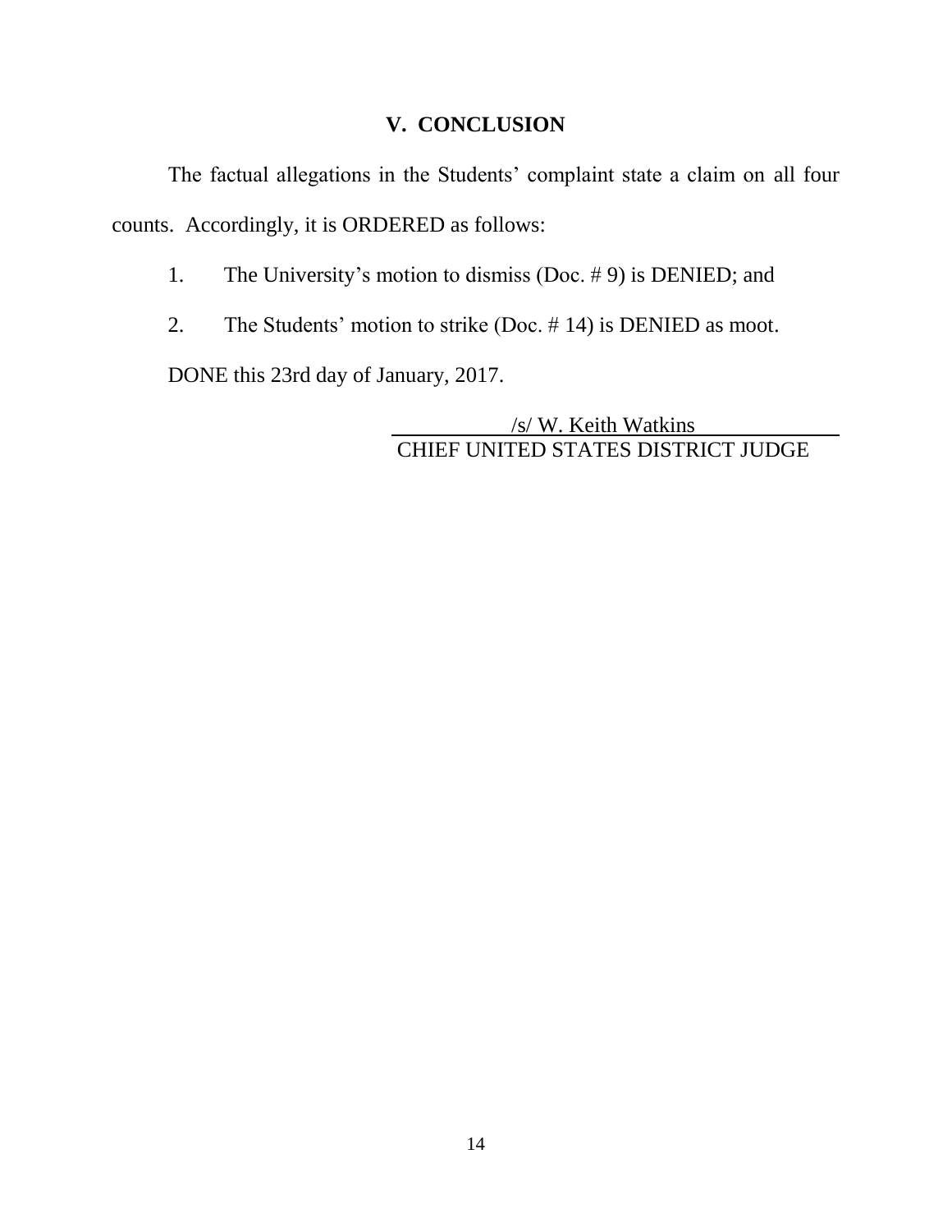## V. CONCLUSION

The factual allegations in the Students' complaint state a claim on all four counts. Accordingly, it is ORDERED as follows:

1. The University's motion to dismiss (Doc. # 9) is DENIED; and

2. The Students' motion to strike (Doc. # 14) is DENIED as moot.

DONE this 23rd day of January, 2017.

/s/ W. Keith Watkins
CHIEF UNITED STATES DISTRICT JUDGE